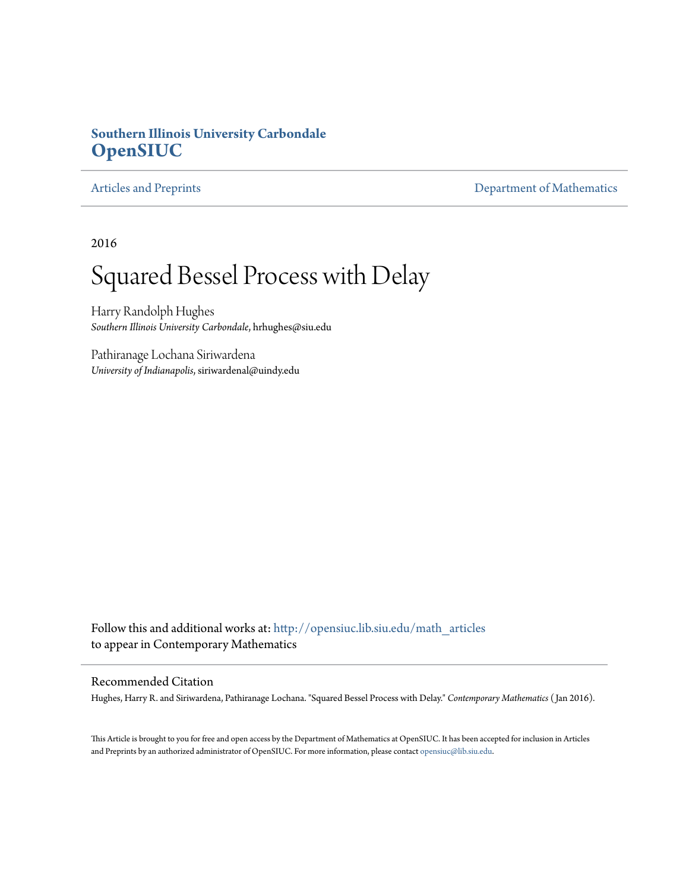**Southern Illinois University Carbondale**
**OpenSIUC**

Articles and Preprints | Department of Mathematics

2016

# Squared Bessel Process with Delay

Harry Randolph Hughes
*Southern Illinois University Carbondale*, hrhughes@siu.edu

Pathiranage Lochana Siriwardena
*University of Indianapolis*, siriwardenal@uindy.edu

Follow this and additional works at: http://opensiuc.lib.siu.edu/math_articles
to appear in Contemporary Mathematics

## Recommended Citation

Hughes, Harry R. and Siriwardena, Pathiranage Lochana. "Squared Bessel Process with Delay." *Contemporary Mathematics* ( Jan 2016).

This Article is brought to you for free and open access by the Department of Mathematics at OpenSIUC. It has been accepted for inclusion in Articles and Preprints by an authorized administrator of OpenSIUC. For more information, please contact opensiuc@lib.siu.edu.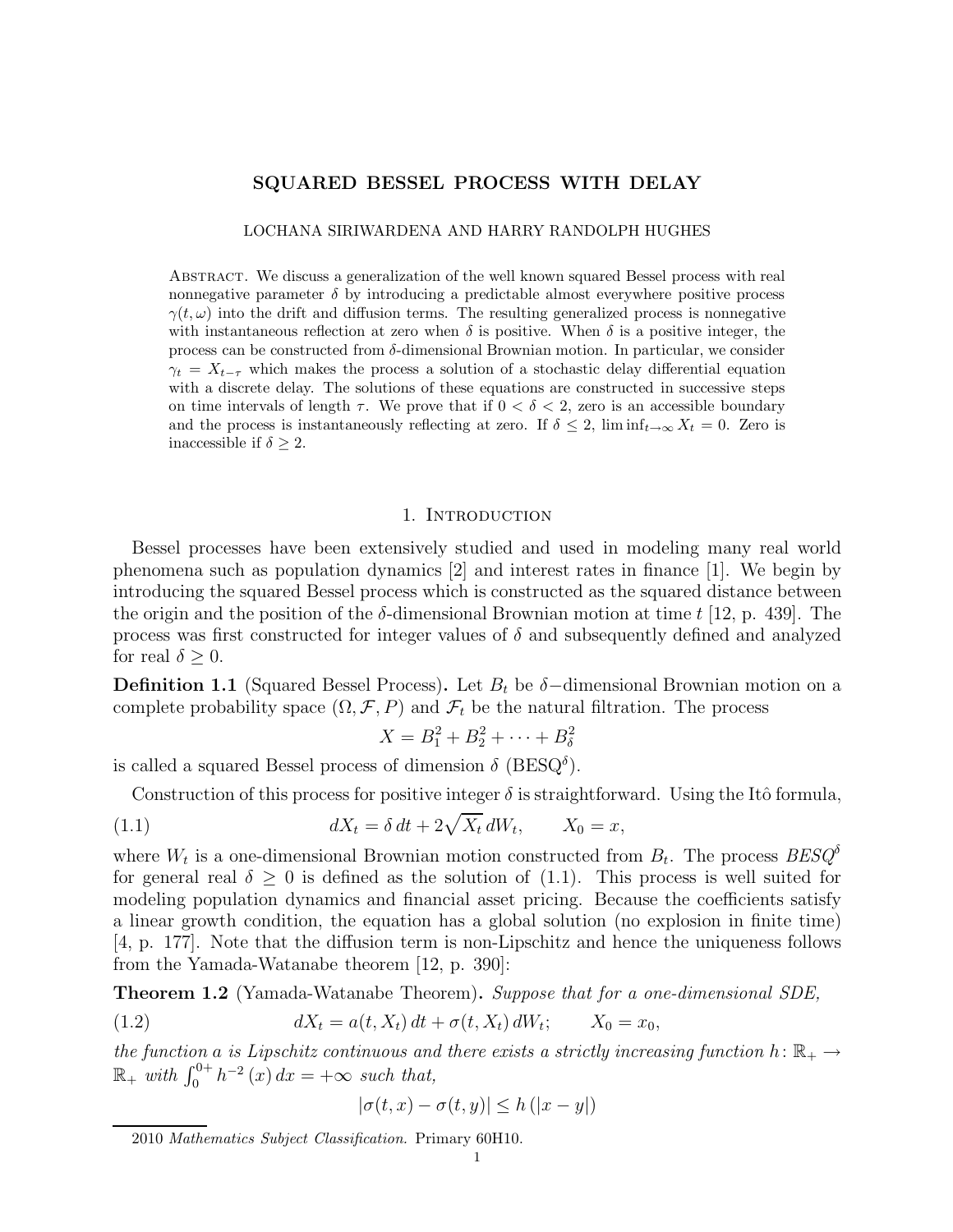# SQUARED BESSEL PROCESS WITH DELAY

LOCHANA SIRIWARDENA AND HARRY RANDOLPH HUGHES

Abstract. We discuss a generalization of the well known squared Bessel process with real nonnegative parameter $\delta$ by introducing a predictable almost everywhere positive process $\gamma(t, \omega)$ into the drift and diffusion terms. The resulting generalized process is nonnegative with instantaneous reflection at zero when $\delta$ is positive. When $\delta$ is a positive integer, the process can be constructed from $\delta$-dimensional Brownian motion. In particular, we consider $\gamma_t = X_{t-\tau}$ which makes the process a solution of a stochastic delay differential equation with a discrete delay. The solutions of these equations are constructed in successive steps on time intervals of length $\tau$. We prove that if $0 < \delta < 2$, zero is an accessible boundary and the process is instantaneously reflecting at zero. If $\delta \leq 2$, $\liminf_{t\to\infty} X_t = 0$. Zero is inaccessible if $\delta \geq 2$.

## 1. Introduction

Bessel processes have been extensively studied and used in modeling many real world phenomena such as population dynamics [2] and interest rates in finance [1]. We begin by introducing the squared Bessel process which is constructed as the squared distance between the origin and the position of the $\delta$-dimensional Brownian motion at time $t$ [12, p. 439]. The process was first constructed for integer values of $\delta$ and subsequently defined and analyzed for real $\delta \geq 0$.

**Definition 1.1** (Squared Bessel Process)**.** Let $B_t$ be $\delta-$dimensional Brownian motion on a complete probability space $(\Omega, \mathcal{F}, P)$ and $\mathcal{F}_t$ be the natural filtration. The process

$$X = B_1^2 + B_2^2 + \cdots + B_\delta^2$$

is called a squared Bessel process of dimension $\delta$ (BESQ$^\delta$).

Construction of this process for positive integer $\delta$ is straightforward. Using the Itô formula,

$$dX_t = \delta\, dt + 2\sqrt{X_t}\, dW_t, \qquad X_0 = x, \tag{1.1}$$

where $W_t$ is a one-dimensional Brownian motion constructed from $B_t$. The process $BESQ^\delta$ for general real $\delta \geq 0$ is defined as the solution of (1.1). This process is well suited for modeling population dynamics and financial asset pricing. Because the coefficients satisfy a linear growth condition, the equation has a global solution (no explosion in finite time) [4, p. 177]. Note that the diffusion term is non-Lipschitz and hence the uniqueness follows from the Yamada-Watanabe theorem [12, p. 390]:

**Theorem 1.2** (Yamada-Watanabe Theorem)**.** *Suppose that for a one-dimensional SDE,*

$$dX_t = a(t, X_t)\, dt + \sigma(t, X_t)\, dW_t; \qquad X_0 = x_0, \tag{1.2}$$

*the function $a$ is Lipschitz continuous and there exists a strictly increasing function $h\colon \mathbb{R}_+ \to \mathbb{R}_+$ with $\int_0^{0+} h^{-2}(x)\, dx = +\infty$ such that,*

$$|\sigma(t, x) - \sigma(t, y)| \leq h(|x - y|)$$

2010 *Mathematics Subject Classification.* Primary 60H10.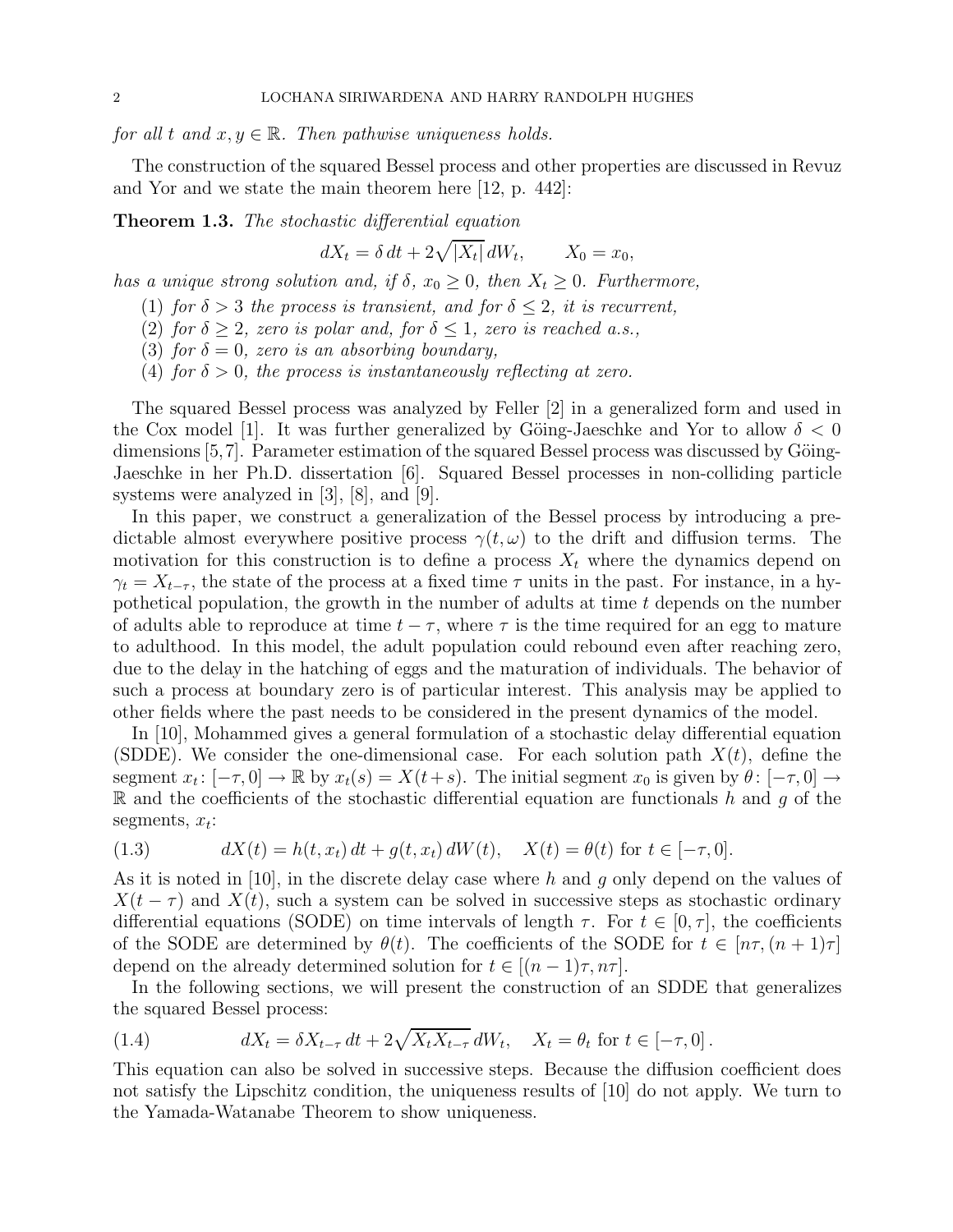*for all $t$ and $x, y \in \mathbb{R}$. Then pathwise uniqueness holds.*

The construction of the squared Bessel process and other properties are discussed in Revuz and Yor and we state the main theorem here [12, p. 442]:

**Theorem 1.3.** *The stochastic differential equation*

$$dX_t = \delta\, dt + 2\sqrt{|X_t|}\, dW_t, \qquad X_0 = x_0,$$

*has a unique strong solution and, if $\delta$, $x_0 \geq 0$, then $X_t \geq 0$. Furthermore,*

1. *for $\delta > 3$ the process is transient, and for $\delta \leq 2$, it is recurrent,*
2. *for $\delta \geq 2$, zero is polar and, for $\delta \leq 1$, zero is reached a.s.,*
3. *for $\delta = 0$, zero is an absorbing boundary,*
4. *for $\delta > 0$, the process is instantaneously reflecting at zero.*

The squared Bessel process was analyzed by Feller [2] in a generalized form and used in the Cox model [1]. It was further generalized by Göing-Jaeschke and Yor to allow $\delta < 0$ dimensions [5,7]. Parameter estimation of the squared Bessel process was discussed by Göing-Jaeschke in her Ph.D. dissertation [6]. Squared Bessel processes in non-colliding particle systems were analyzed in [3], [8], and [9].

In this paper, we construct a generalization of the Bessel process by introducing a predictable almost everywhere positive process $\gamma(t, \omega)$ to the drift and diffusion terms. The motivation for this construction is to define a process $X_t$ where the dynamics depend on $\gamma_t = X_{t-\tau}$, the state of the process at a fixed time $\tau$ units in the past. For instance, in a hypothetical population, the growth in the number of adults at time $t$ depends on the number of adults able to reproduce at time $t - \tau$, where $\tau$ is the time required for an egg to mature to adulthood. In this model, the adult population could rebound even after reaching zero, due to the delay in the hatching of eggs and the maturation of individuals. The behavior of such a process at boundary zero is of particular interest. This analysis may be applied to other fields where the past needs to be considered in the present dynamics of the model.

In [10], Mohammed gives a general formulation of a stochastic delay differential equation (SDDE). We consider the one-dimensional case. For each solution path $X(t)$, define the segment $x_t \colon [-\tau, 0] \to \mathbb{R}$ by $x_t(s) = X(t+s)$. The initial segment $x_0$ is given by $\theta \colon [-\tau, 0] \to \mathbb{R}$ and the coefficients of the stochastic differential equation are functionals $h$ and $g$ of the segments, $x_t$:

$$dX(t) = h(t, x_t)\, dt + g(t, x_t)\, dW(t), \quad X(t) = \theta(t) \text{ for } t \in [-\tau, 0]. \tag{1.3}$$

As it is noted in [10], in the discrete delay case where $h$ and $g$ only depend on the values of $X(t-\tau)$ and $X(t)$, such a system can be solved in successive steps as stochastic ordinary differential equations (SODE) on time intervals of length $\tau$. For $t \in [0, \tau]$, the coefficients of the SODE are determined by $\theta(t)$. The coefficients of the SODE for $t \in [n\tau, (n+1)\tau]$ depend on the already determined solution for $t \in [(n-1)\tau, n\tau]$.

In the following sections, we will present the construction of an SDDE that generalizes the squared Bessel process:

$$dX_t = \delta X_{t-\tau}\, dt + 2\sqrt{X_t X_{t-\tau}}\, dW_t, \quad X_t = \theta_t \text{ for } t \in [-\tau, 0]\,. \tag{1.4}$$

This equation can also be solved in successive steps. Because the diffusion coefficient does not satisfy the Lipschitz condition, the uniqueness results of [10] do not apply. We turn to the Yamada-Watanabe Theorem to show uniqueness.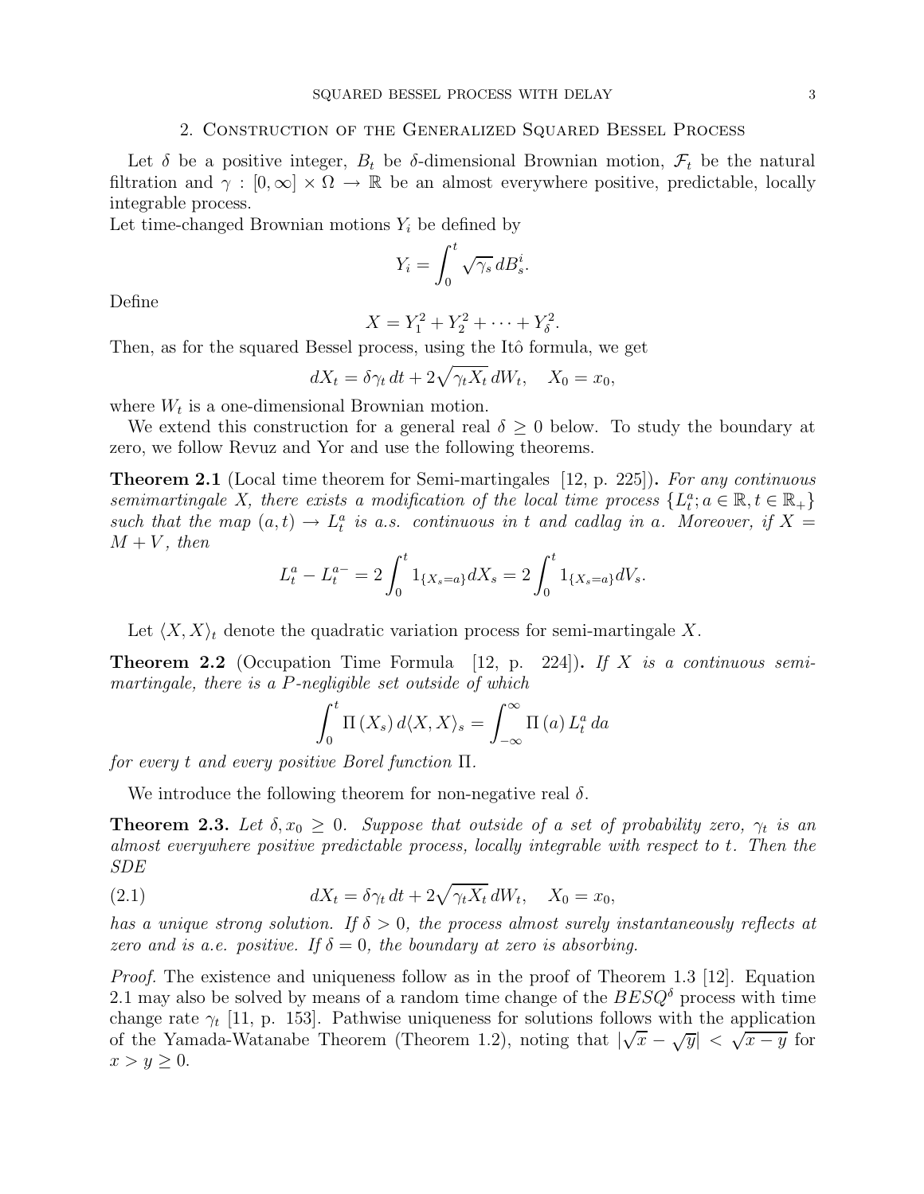## 2. Construction of the Generalized Squared Bessel Process

Let $\delta$ be a positive integer, $B_t$ be $\delta$-dimensional Brownian motion, $\mathcal{F}_t$ be the natural filtration and $\gamma : [0, \infty] \times \Omega \to \mathbb{R}$ be an almost everywhere positive, predictable, locally integrable process.

Let time-changed Brownian motions $Y_i$ be defined by

$$Y_i = \int_0^t \sqrt{\gamma_s}\, dB_s^i.$$

Define

$$X = Y_1^2 + Y_2^2 + \cdots + Y_\delta^2.$$

Then, as for the squared Bessel process, using the Itô formula, we get

$$dX_t = \delta \gamma_t\, dt + 2\sqrt{\gamma_t X_t}\, dW_t, \quad X_0 = x_0,$$

where $W_t$ is a one-dimensional Brownian motion.

We extend this construction for a general real $\delta \geq 0$ below. To study the boundary at zero, we follow Revuz and Yor and use the following theorems.

**Theorem 2.1** (Local time theorem for Semi-martingales [12, p. 225])**.** *For any continuous semimartingale $X$, there exists a modification of the local time process $\{L_t^a; a \in \mathbb{R}, t \in \mathbb{R}_+\}$ such that the map $(a, t) \to L_t^a$ is a.s. continuous in $t$ and cadlag in $a$. Moreover, if $X = M + V$, then*

$$L_t^a - L_t^{a-} = 2\int_0^t 1_{\{X_s = a\}} dX_s = 2\int_0^t 1_{\{X_s = a\}} dV_s.$$

Let $\langle X, X\rangle_t$ denote the quadratic variation process for semi-martingale $X$.

**Theorem 2.2** (Occupation Time Formula [12, p. 224])**.** *If $X$ is a continuous semi-martingale, there is a $P$-negligible set outside of which*

$$\int_0^t \Pi\left(X_s\right) d\langle X, X\rangle_s = \int_{-\infty}^{\infty} \Pi\left(a\right) L_t^a\, da$$

*for every $t$ and every positive Borel function $\Pi$.*

We introduce the following theorem for non-negative real $\delta$.

**Theorem 2.3.** *Let $\delta, x_0 \geq 0$. Suppose that outside of a set of probability zero, $\gamma_t$ is an almost everywhere positive predictable process, locally integrable with respect to $t$. Then the SDE*

$$dX_t = \delta \gamma_t\, dt + 2\sqrt{\gamma_t X_t}\, dW_t, \quad X_0 = x_0, \tag{2.1}$$

*has a unique strong solution. If $\delta > 0$, the process almost surely instantaneously reflects at zero and is a.e. positive. If $\delta = 0$, the boundary at zero is absorbing.*

*Proof.* The existence and uniqueness follow as in the proof of Theorem 1.3 [12]. Equation 2.1 may also be solved by means of a random time change of the $BESQ^\delta$ process with time change rate $\gamma_t$ [11, p. 153]. Pathwise uniqueness for solutions follows with the application of the Yamada-Watanabe Theorem (Theorem 1.2), noting that $|\sqrt{x} - \sqrt{y}| < \sqrt{x - y}$ for $x > y \geq 0$.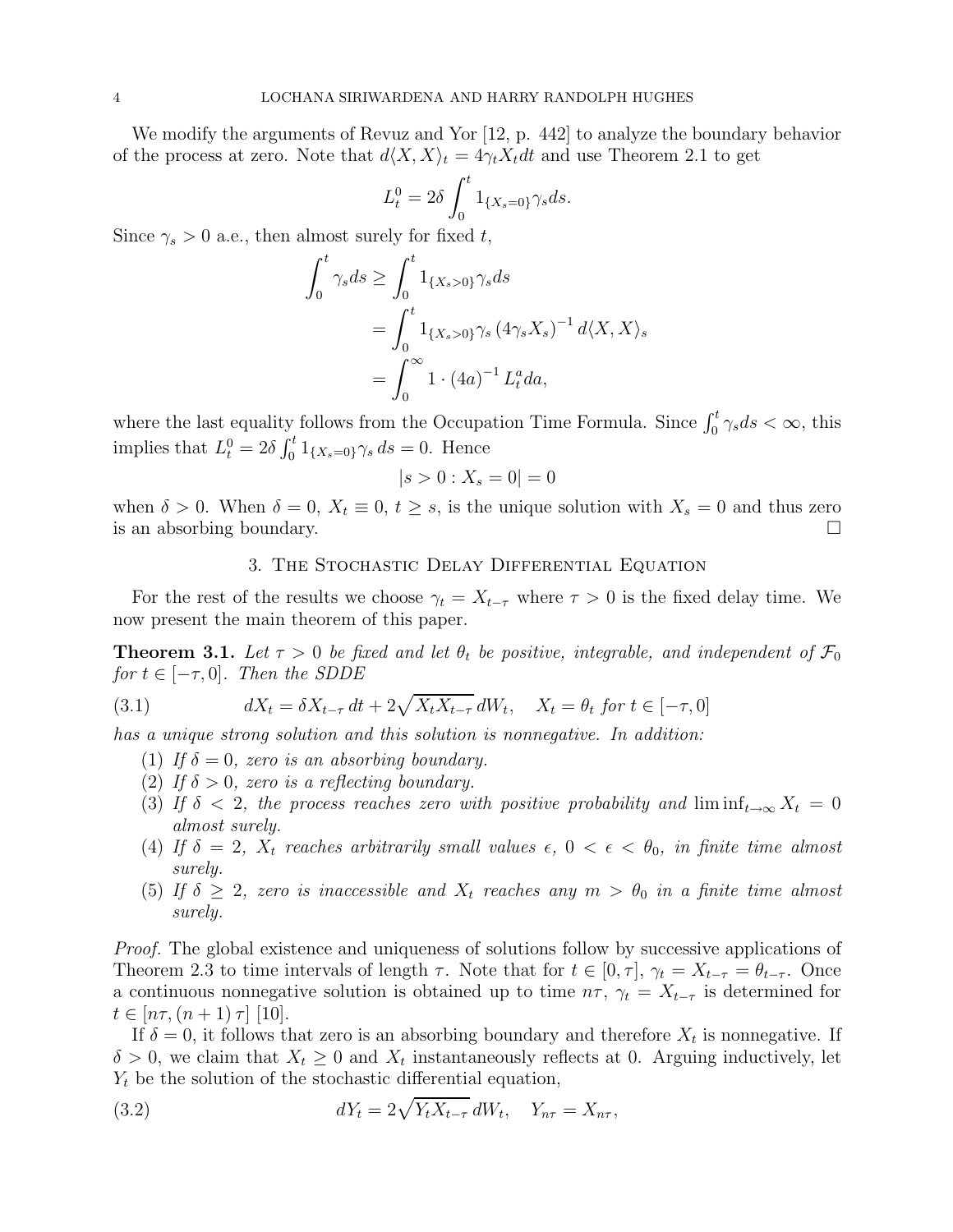We modify the arguments of Revuz and Yor [12, p. 442] to analyze the boundary behavior of the process at zero. Note that $d\langle X, X\rangle_t = 4\gamma_t X_t dt$ and use Theorem 2.1 to get

$$L_t^0 = 2\delta \int_0^t 1_{\{X_s=0\}} \gamma_s ds.$$

Since $\gamma_s > 0$ a.e., then almost surely for fixed $t$,

$$\begin{aligned}
\int_0^t \gamma_s ds &\geq \int_0^t 1_{\{X_s>0\}} \gamma_s ds \\
&= \int_0^t 1_{\{X_s>0\}} \gamma_s \left(4\gamma_s X_s\right)^{-1} d\langle X, X\rangle_s \\
&= \int_0^\infty 1 \cdot (4a)^{-1} L_t^a da,
\end{aligned}$$

where the last equality follows from the Occupation Time Formula. Since $\int_0^t \gamma_s ds < \infty$, this implies that $L_t^0 = 2\delta \int_0^t 1_{\{X_s=0\}} \gamma_s \, ds = 0$. Hence

$$|s > 0 : X_s = 0| = 0$$

when $\delta > 0$. When $\delta = 0$, $X_t \equiv 0$, $t \geq s$, is the unique solution with $X_s = 0$ and thus zero is an absorbing boundary. $\square$

## 3. The Stochastic Delay Differential Equation

For the rest of the results we choose $\gamma_t = X_{t-\tau}$ where $\tau > 0$ is the fixed delay time. We now present the main theorem of this paper.

**Theorem 3.1.** *Let $\tau > 0$ be fixed and let $\theta_t$ be positive, integrable, and independent of $\mathcal{F}_0$ for $t \in [-\tau, 0]$. Then the SDDE*

$$dX_t = \delta X_{t-\tau} \, dt + 2\sqrt{X_t X_{t-\tau}} \, dW_t, \quad X_t = \theta_t \text{ for } t \in [-\tau, 0] \tag{3.1}$$

*has a unique strong solution and this solution is nonnegative. In addition:*

1. *If $\delta = 0$, zero is an absorbing boundary.*
2. *If $\delta > 0$, zero is a reflecting boundary.*
3. *If $\delta < 2$, the process reaches zero with positive probability and $\liminf_{t\to\infty} X_t = 0$ almost surely.*
4. *If $\delta = 2$, $X_t$ reaches arbitrarily small values $\epsilon$, $0 < \epsilon < \theta_0$, in finite time almost surely.*
5. *If $\delta \geq 2$, zero is inaccessible and $X_t$ reaches any $m > \theta_0$ in a finite time almost surely.*

*Proof.* The global existence and uniqueness of solutions follow by successive applications of Theorem 2.3 to time intervals of length $\tau$. Note that for $t \in [0, \tau]$, $\gamma_t = X_{t-\tau} = \theta_{t-\tau}$. Once a continuous nonnegative solution is obtained up to time $n\tau$, $\gamma_t = X_{t-\tau}$ is determined for $t \in [n\tau, (n+1)\tau]$ [10].

If $\delta = 0$, it follows that zero is an absorbing boundary and therefore $X_t$ is nonnegative. If $\delta > 0$, we claim that $X_t \geq 0$ and $X_t$ instantaneously reflects at 0. Arguing inductively, let $Y_t$ be the solution of the stochastic differential equation,

$$dY_t = 2\sqrt{Y_t X_{t-\tau}} \, dW_t, \quad Y_{n\tau} = X_{n\tau}, \tag{3.2}$$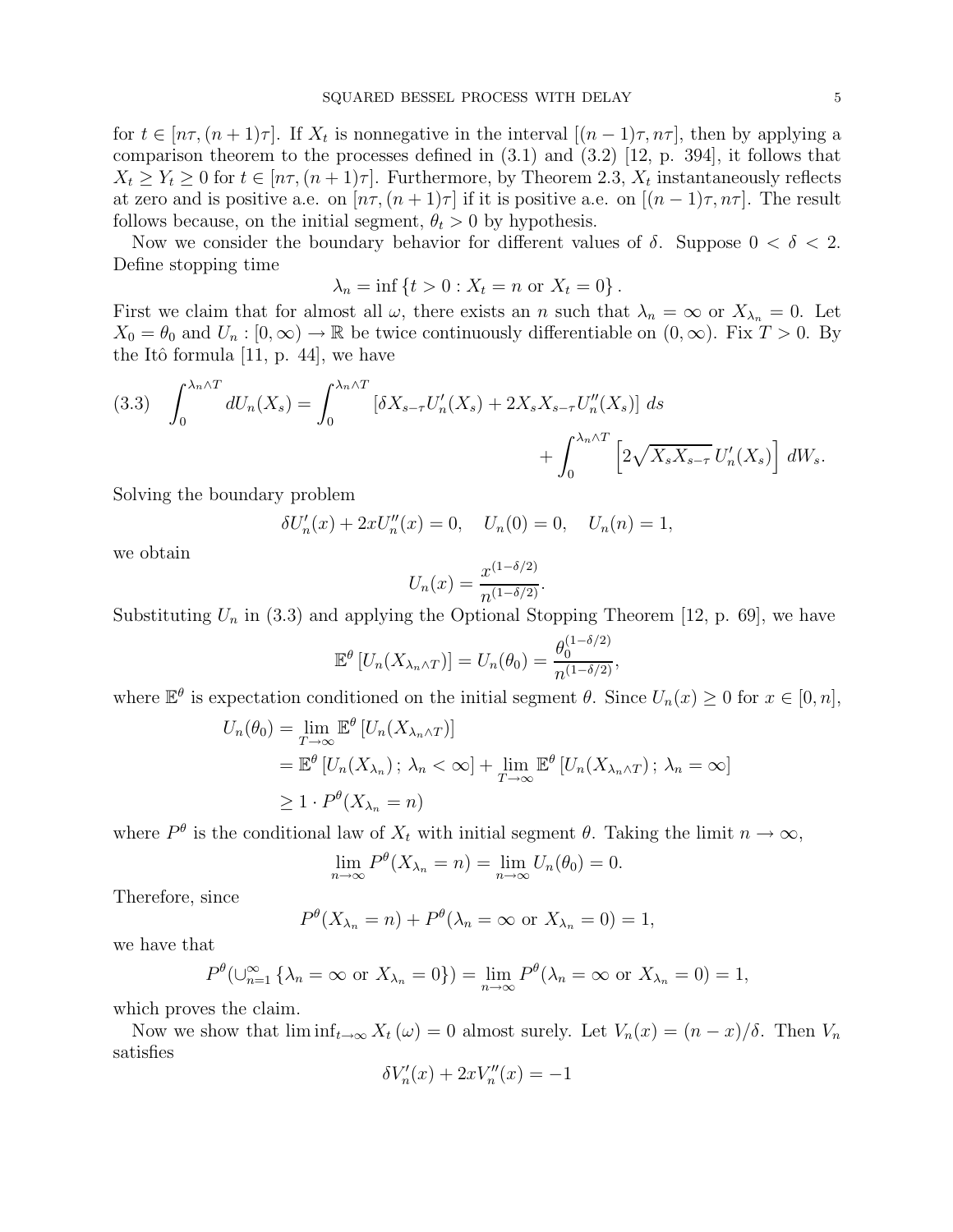for $t \in [n\tau, (n+1)\tau]$. If $X_t$ is nonnegative in the interval $[(n-1)\tau, n\tau]$, then by applying a comparison theorem to the processes defined in (3.1) and (3.2) [12, p. 394], it follows that $X_t \geq Y_t \geq 0$ for $t \in [n\tau, (n+1)\tau]$. Furthermore, by Theorem 2.3, $X_t$ instantaneously reflects at zero and is positive a.e. on $[n\tau, (n+1)\tau]$ if it is positive a.e. on $[(n-1)\tau, n\tau]$. The result follows because, on the initial segment, $\theta_t > 0$ by hypothesis.

Now we consider the boundary behavior for different values of $\delta$. Suppose $0 < \delta < 2$. Define stopping time

$$\lambda_n = \inf \{t > 0 : X_t = n \text{ or } X_t = 0\}.$$

First we claim that for almost all $\omega$, there exists an $n$ such that $\lambda_n = \infty$ or $X_{\lambda_n} = 0$. Let $X_0 = \theta_0$ and $U_n : [0, \infty) \to \mathbb{R}$ be twice continuously differentiable on $(0, \infty)$. Fix $T > 0$. By the Itô formula [11, p. 44], we have

$$\int_0^{\lambda_n \wedge T} dU_n(X_s) = \int_0^{\lambda_n \wedge T} \left[\delta X_{s-\tau} U_n'(X_s) + 2X_s X_{s-\tau} U_n''(X_s)\right] ds + \int_0^{\lambda_n \wedge T} \left[2\sqrt{X_s X_{s-\tau}}\, U_n'(X_s)\right] dW_s. \tag{3.3}$$

Solving the boundary problem

$$\delta U_n'(x) + 2xU_n''(x) = 0, \quad U_n(0) = 0, \quad U_n(n) = 1,$$

we obtain

$$U_n(x) = \frac{x^{(1-\delta/2)}}{n^{(1-\delta/2)}}.$$

Substituting $U_n$ in (3.3) and applying the Optional Stopping Theorem [12, p. 69], we have

$$\mathbb{E}^\theta \left[U_n(X_{\lambda_n \wedge T})\right] = U_n(\theta_0) = \frac{\theta_0^{(1-\delta/2)}}{n^{(1-\delta/2)}},$$

where $\mathbb{E}^\theta$ is expectation conditioned on the initial segment $\theta$. Since $U_n(x) \geq 0$ for $x \in [0, n]$,

$$\begin{aligned}
U_n(\theta_0) &= \lim_{T \to \infty} \mathbb{E}^\theta \left[U_n(X_{\lambda_n \wedge T})\right] \\
&= \mathbb{E}^\theta \left[U_n(X_{\lambda_n})\, ;\, \lambda_n < \infty\right] + \lim_{T \to \infty} \mathbb{E}^\theta \left[U_n(X_{\lambda_n \wedge T})\, ;\, \lambda_n = \infty\right] \\
&\geq 1 \cdot P^\theta(X_{\lambda_n} = n)
\end{aligned}$$

where $P^\theta$ is the conditional law of $X_t$ with initial segment $\theta$. Taking the limit $n \to \infty$,

$$\lim_{n \to \infty} P^\theta(X_{\lambda_n} = n) = \lim_{n \to \infty} U_n(\theta_0) = 0.$$

Therefore, since

$$P^\theta(X_{\lambda_n} = n) + P^\theta(\lambda_n = \infty \text{ or } X_{\lambda_n} = 0) = 1,$$

we have that

$$P^\theta(\cup_{n=1}^\infty \{\lambda_n = \infty \text{ or } X_{\lambda_n} = 0\}) = \lim_{n \to \infty} P^\theta(\lambda_n = \infty \text{ or } X_{\lambda_n} = 0) = 1,$$

which proves the claim.

Now we show that $\liminf_{t \to \infty} X_t(\omega) = 0$ almost surely. Let $V_n(x) = (n - x)/\delta$. Then $V_n$ satisfies

$$\delta V_n'(x) + 2xV_n''(x) = -1$$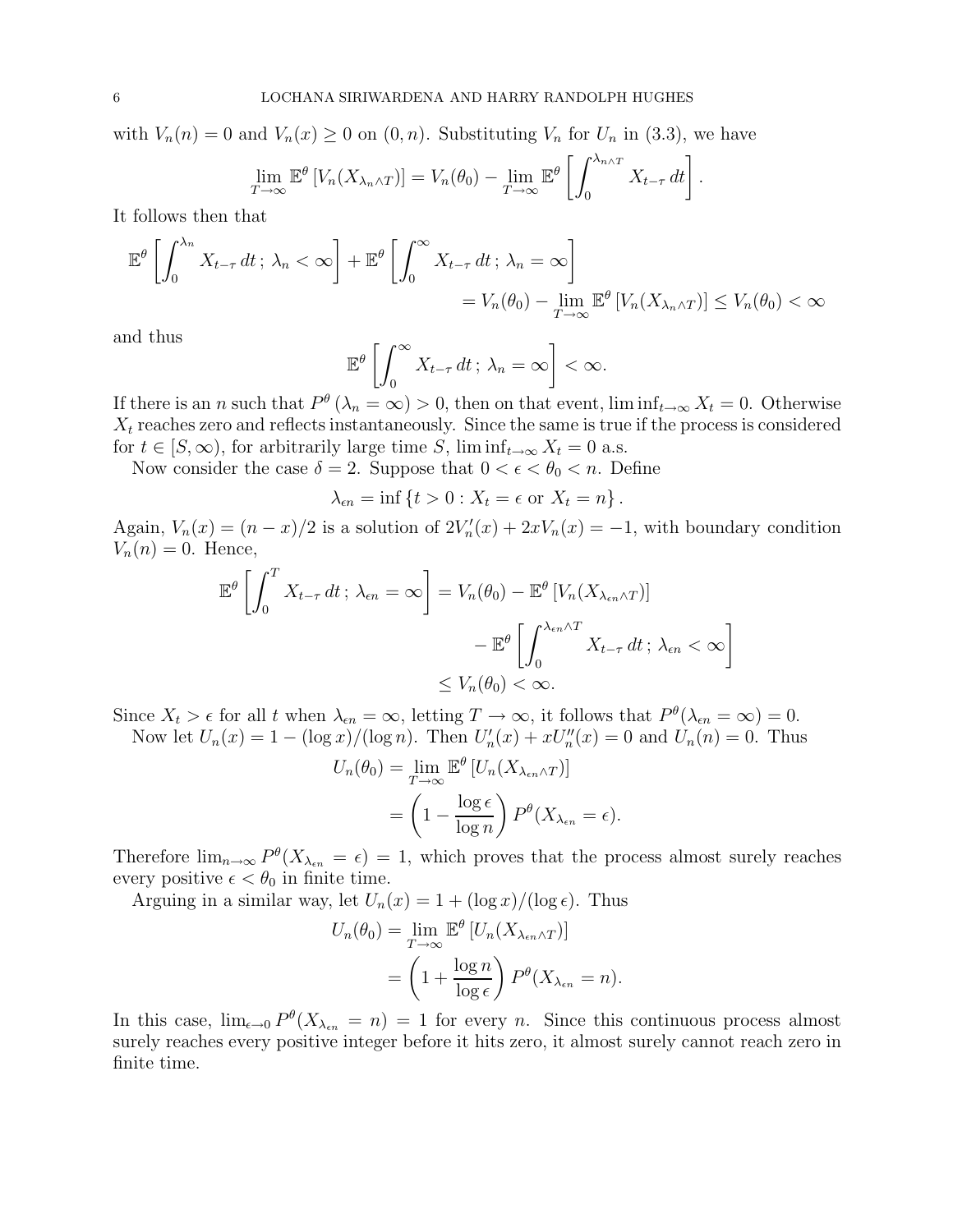with $V_n(n) = 0$ and $V_n(x) \geq 0$ on $(0, n)$. Substituting $V_n$ for $U_n$ in (3.3), we have

$$\lim_{T\to\infty} \mathbb{E}^\theta \left[V_n(X_{\lambda_n \wedge T})\right] = V_n(\theta_0) - \lim_{T\to\infty} \mathbb{E}^\theta \left[\int_0^{\lambda_n \wedge T} X_{t-\tau}\, dt\right].$$

It follows then that

$$\mathbb{E}^\theta \left[\int_0^{\lambda_n} X_{t-\tau}\, dt\,;\, \lambda_n < \infty\right] + \mathbb{E}^\theta \left[\int_0^{\infty} X_{t-\tau}\, dt\,;\, \lambda_n = \infty\right]$$
$$= V_n(\theta_0) - \lim_{T\to\infty} \mathbb{E}^\theta \left[V_n(X_{\lambda_n \wedge T})\right] \leq V_n(\theta_0) < \infty$$

and thus

$$\mathbb{E}^\theta \left[\int_0^{\infty} X_{t-\tau}\, dt\,;\, \lambda_n = \infty\right] < \infty.$$

If there is an $n$ such that $P^\theta(\lambda_n = \infty) > 0$, then on that event, $\liminf_{t\to\infty} X_t = 0$. Otherwise $X_t$ reaches zero and reflects instantaneously. Since the same is true if the process is considered for $t \in [S, \infty)$, for arbitrarily large time $S$, $\liminf_{t\to\infty} X_t = 0$ a.s.

Now consider the case $\delta = 2$. Suppose that $0 < \epsilon < \theta_0 < n$. Define

$$\lambda_{\epsilon n} = \inf\left\{t > 0 : X_t = \epsilon \text{ or } X_t = n\right\}.$$

Again, $V_n(x) = (n - x)/2$ is a solution of $2V_n'(x) + 2xV_n(x) = -1$, with boundary condition $V_n(n) = 0$. Hence,

$$\mathbb{E}^\theta \left[\int_0^{T} X_{t-\tau}\, dt\,;\, \lambda_{\epsilon n} = \infty\right] = V_n(\theta_0) - \mathbb{E}^\theta \left[V_n(X_{\lambda_{\epsilon n} \wedge T})\right]$$
$$- \mathbb{E}^\theta \left[\int_0^{\lambda_{\epsilon n} \wedge T} X_{t-\tau}\, dt\,;\, \lambda_{\epsilon n} < \infty\right]$$
$$\leq V_n(\theta_0) < \infty.$$

Since $X_t > \epsilon$ for all $t$ when $\lambda_{\epsilon n} = \infty$, letting $T \to \infty$, it follows that $P^\theta(\lambda_{\epsilon n} = \infty) = 0$.

Now let $U_n(x) = 1 - (\log x)/(\log n)$. Then $U_n'(x) + xU_n''(x) = 0$ and $U_n(n) = 0$. Thus

$$U_n(\theta_0) = \lim_{T\to\infty} \mathbb{E}^\theta \left[U_n(X_{\lambda_{\epsilon n} \wedge T})\right]$$
$$= \left(1 - \frac{\log \epsilon}{\log n}\right) P^\theta(X_{\lambda_{\epsilon n}} = \epsilon).$$

Therefore $\lim_{n\to\infty} P^\theta(X_{\lambda_{\epsilon n}} = \epsilon) = 1$, which proves that the process almost surely reaches every positive $\epsilon < \theta_0$ in finite time.

Arguing in a similar way, let $U_n(x) = 1 + (\log x)/(\log \epsilon)$. Thus

$$U_n(\theta_0) = \lim_{T\to\infty} \mathbb{E}^\theta \left[U_n(X_{\lambda_{\epsilon n} \wedge T})\right]$$
$$= \left(1 + \frac{\log n}{\log \epsilon}\right) P^\theta(X_{\lambda_{\epsilon n}} = n).$$

In this case, $\lim_{\epsilon\to 0} P^\theta(X_{\lambda_{\epsilon n}} = n) = 1$ for every $n$. Since this continuous process almost surely reaches every positive integer before it hits zero, it almost surely cannot reach zero in finite time.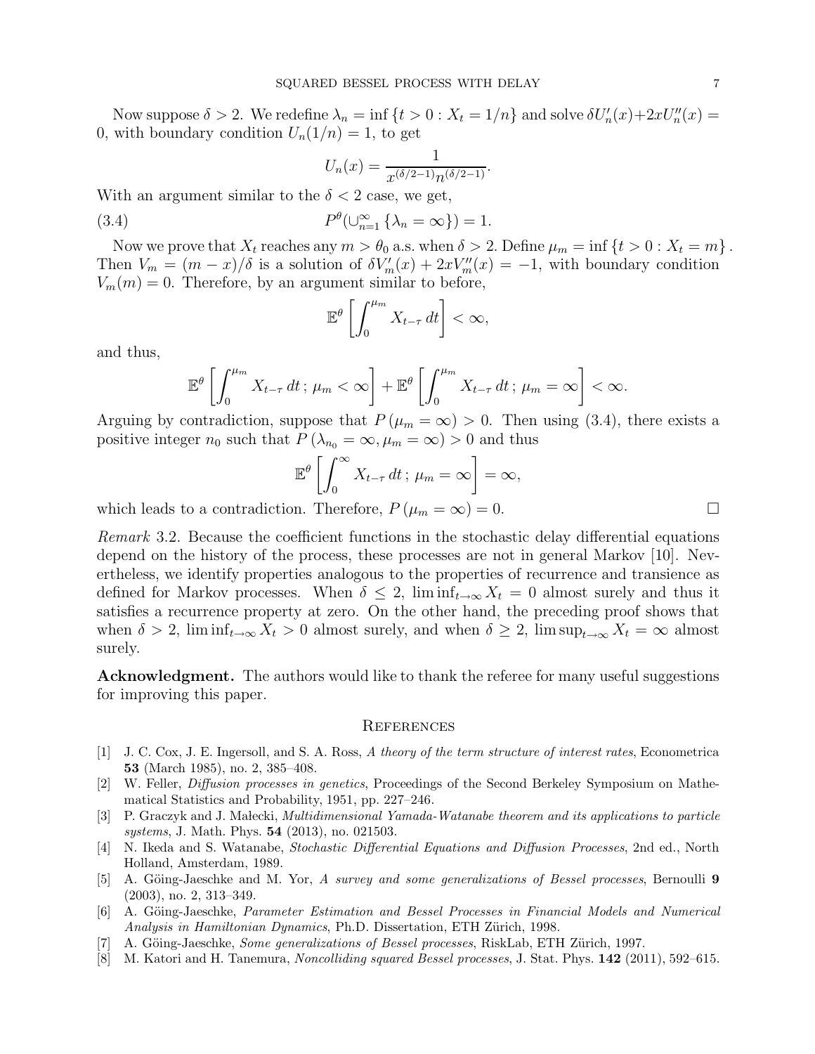Now suppose $\delta > 2$. We redefine $\lambda_n = \inf\{t > 0 : X_t = 1/n\}$ and solve $\delta U_n'(x) + 2xU_n''(x) = 0$, with boundary condition $U_n(1/n) = 1$, to get

$$U_n(x) = \frac{1}{x^{(\delta/2-1)}n^{(\delta/2-1)}}.$$

With an argument similar to the $\delta < 2$ case, we get,

$$P^\theta(\cup_{n=1}^\infty \{\lambda_n = \infty\}) = 1. \tag{3.4}$$

Now we prove that $X_t$ reaches any $m > \theta_0$ a.s. when $\delta > 2$. Define $\mu_m = \inf\{t > 0 : X_t = m\}$. Then $V_m = (m - x)/\delta$ is a solution of $\delta V_m'(x) + 2xV_m''(x) = -1$, with boundary condition $V_m(m) = 0$. Therefore, by an argument similar to before,

$$\mathbb{E}^\theta \left[ \int_0^{\mu_m} X_{t-\tau}\, dt \right] < \infty,$$

and thus,

$$\mathbb{E}^\theta \left[ \int_0^{\mu_m} X_{t-\tau}\, dt\, ;\, \mu_m < \infty \right] + \mathbb{E}^\theta \left[ \int_0^{\mu_m} X_{t-\tau}\, dt\, ;\, \mu_m = \infty \right] < \infty.$$

Arguing by contradiction, suppose that $P(\mu_m = \infty) > 0$. Then using (3.4), there exists a positive integer $n_0$ such that $P(\lambda_{n_0} = \infty, \mu_m = \infty) > 0$ and thus

$$\mathbb{E}^\theta \left[ \int_0^{\infty} X_{t-\tau}\, dt\, ;\, \mu_m = \infty \right] = \infty,$$

which leads to a contradiction. Therefore, $P(\mu_m = \infty) = 0$. $\square$

*Remark* 3.2. Because the coefficient functions in the stochastic delay differential equations depend on the history of the process, these processes are not in general Markov [10]. Nevertheless, we identify properties analogous to the properties of recurrence and transience as defined for Markov processes. When $\delta \leq 2$, $\liminf_{t\to\infty} X_t = 0$ almost surely and thus it satisfies a recurrence property at zero. On the other hand, the preceding proof shows that when $\delta > 2$, $\liminf_{t\to\infty} X_t > 0$ almost surely, and when $\delta \geq 2$, $\limsup_{t\to\infty} X_t = \infty$ almost surely.

**Acknowledgment.** The authors would like to thank the referee for many useful suggestions for improving this paper.

## References

[1] J. C. Cox, J. E. Ingersoll, and S. A. Ross, *A theory of the term structure of interest rates*, Econometrica **53** (March 1985), no. 2, 385–408.

[2] W. Feller, *Diffusion processes in genetics*, Proceedings of the Second Berkeley Symposium on Mathematical Statistics and Probability, 1951, pp. 227–246.

[3] P. Graczyk and J. Małecki, *Multidimensional Yamada-Watanabe theorem and its applications to particle systems*, J. Math. Phys. **54** (2013), no. 021503.

[4] N. Ikeda and S. Watanabe, *Stochastic Differential Equations and Diffusion Processes*, 2nd ed., North Holland, Amsterdam, 1989.

[5] A. Göing-Jaeschke and M. Yor, *A survey and some generalizations of Bessel processes*, Bernoulli **9** (2003), no. 2, 313–349.

[6] A. Göing-Jaeschke, *Parameter Estimation and Bessel Processes in Financial Models and Numerical Analysis in Hamiltonian Dynamics*, Ph.D. Dissertation, ETH Zürich, 1998.

[7] A. Göing-Jaeschke, *Some generalizations of Bessel processes*, RiskLab, ETH Zürich, 1997.

[8] M. Katori and H. Tanemura, *Noncolliding squared Bessel processes*, J. Stat. Phys. **142** (2011), 592–615.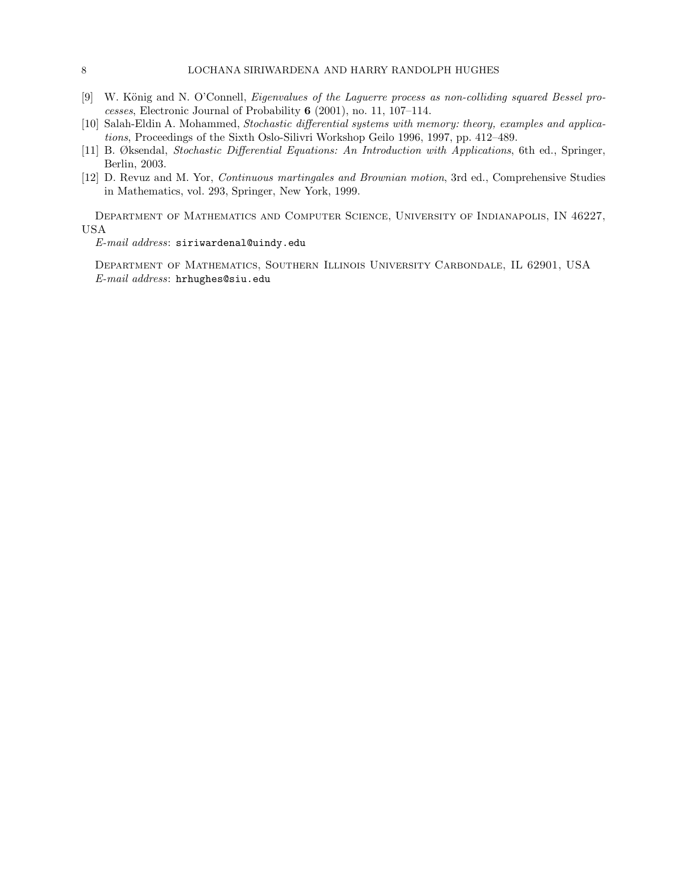[9] W. König and N. O'Connell, *Eigenvalues of the Laguerre process as non-colliding squared Bessel processes*, Electronic Journal of Probability **6** (2001), no. 11, 107–114.

[10] Salah-Eldin A. Mohammed, *Stochastic differential systems with memory: theory, examples and applications*, Proceedings of the Sixth Oslo-Silivri Workshop Geilo 1996, 1997, pp. 412–489.

[11] B. Øksendal, *Stochastic Differential Equations: An Introduction with Applications*, 6th ed., Springer, Berlin, 2003.

[12] D. Revuz and M. Yor, *Continuous martingales and Brownian motion*, 3rd ed., Comprehensive Studies in Mathematics, vol. 293, Springer, New York, 1999.

Department of Mathematics and Computer Science, University of Indianapolis, IN 46227, USA

*E-mail address*: `siriwardenal@uindy.edu`

Department of Mathematics, Southern Illinois University Carbondale, IL 62901, USA

*E-mail address*: `hrhughes@siu.edu`